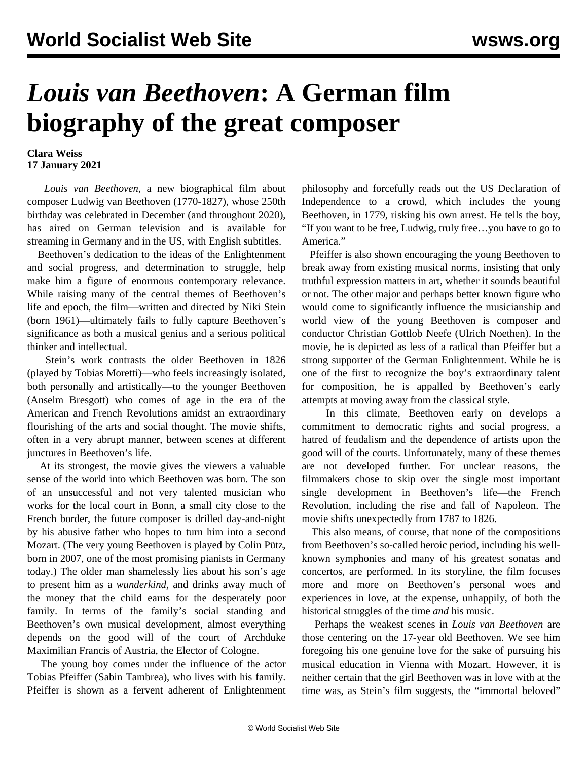# *Louis van Beethoven*: A German film biography of the great composer

**Clara Weiss**
**17 January 2021**

*Louis van Beethoven*, a new biographical film about composer Ludwig van Beethoven (1770-1827), whose 250th birthday was celebrated in December (and throughout 2020), has aired on German television and is available for streaming in Germany and in the US, with English subtitles.

Beethoven's dedication to the ideas of the Enlightenment and social progress, and determination to struggle, help make him a figure of enormous contemporary relevance. While raising many of the central themes of Beethoven's life and epoch, the film—written and directed by Niki Stein (born 1961)—ultimately fails to fully capture Beethoven's significance as both a musical genius and a serious political thinker and intellectual.

Stein's work contrasts the older Beethoven in 1826 (played by Tobias Moretti)—who feels increasingly isolated, both personally and artistically—to the younger Beethoven (Anselm Bresgott) who comes of age in the era of the American and French Revolutions amidst an extraordinary flourishing of the arts and social thought. The movie shifts, often in a very abrupt manner, between scenes at different junctures in Beethoven's life.

At its strongest, the movie gives the viewers a valuable sense of the world into which Beethoven was born. The son of an unsuccessful and not very talented musician who works for the local court in Bonn, a small city close to the French border, the future composer is drilled day-and-night by his abusive father who hopes to turn him into a second Mozart. (The very young Beethoven is played by Colin Pütz, born in 2007, one of the most promising pianists in Germany today.) The older man shamelessly lies about his son's age to present him as a *wunderkind,* and drinks away much of the money that the child earns for the desperately poor family. In terms of the family's social standing and Beethoven's own musical development, almost everything depends on the good will of the court of Archduke Maximilian Francis of Austria, the Elector of Cologne.

The young boy comes under the influence of the actor Tobias Pfeiffer (Sabin Tambrea), who lives with his family. Pfeiffer is shown as a fervent adherent of Enlightenment philosophy and forcefully reads out the US Declaration of Independence to a crowd, which includes the young Beethoven, in 1779, risking his own arrest. He tells the boy, "If you want to be free, Ludwig, truly free…you have to go to America."

Pfeiffer is also shown encouraging the young Beethoven to break away from existing musical norms, insisting that only truthful expression matters in art, whether it sounds beautiful or not. The other major and perhaps better known figure who would come to significantly influence the musicianship and world view of the young Beethoven is composer and conductor Christian Gottlob Neefe (Ulrich Noethen). In the movie, he is depicted as less of a radical than Pfeiffer but a strong supporter of the German Enlightenment. While he is one of the first to recognize the boy's extraordinary talent for composition, he is appalled by Beethoven's early attempts at moving away from the classical style.

In this climate, Beethoven early on develops a commitment to democratic rights and social progress, a hatred of feudalism and the dependence of artists upon the good will of the courts. Unfortunately, many of these themes are not developed further. For unclear reasons, the filmmakers chose to skip over the single most important single development in Beethoven's life—the French Revolution, including the rise and fall of Napoleon. The movie shifts unexpectedly from 1787 to 1826.

This also means, of course, that none of the compositions from Beethoven's so-called heroic period, including his well-known symphonies and many of his greatest sonatas and concertos, are performed. In its storyline, the film focuses more and more on Beethoven's personal woes and experiences in love, at the expense, unhappily, of both the historical struggles of the time *and* his music.

Perhaps the weakest scenes in *Louis van Beethoven* are those centering on the 17-year old Beethoven. We see him foregoing his one genuine love for the sake of pursuing his musical education in Vienna with Mozart. However, it is neither certain that the girl Beethoven was in love with at the time was, as Stein's film suggests, the "immortal beloved"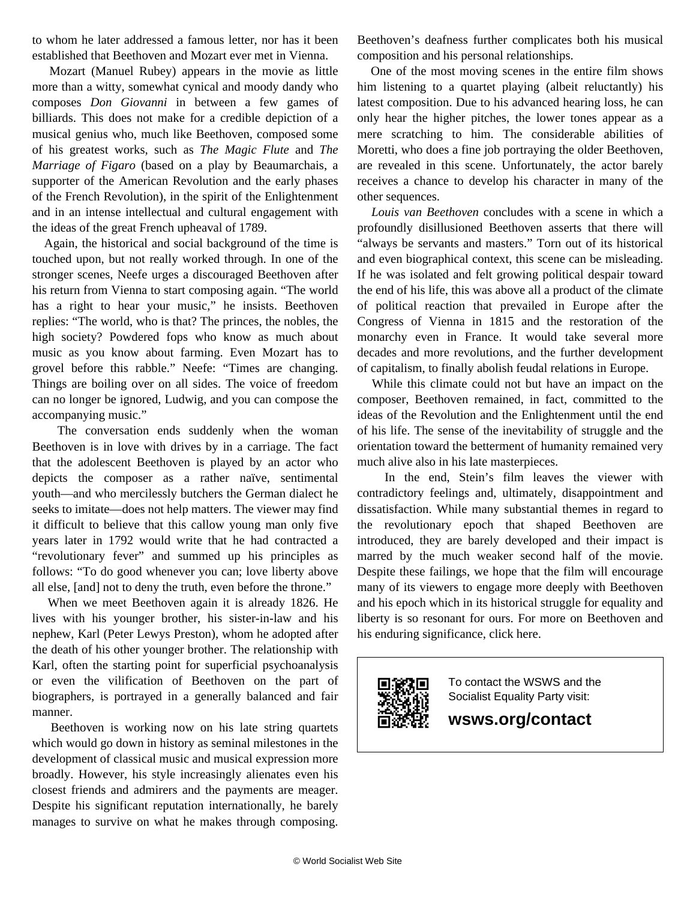to whom he later addressed a famous letter, nor has it been established that Beethoven and Mozart ever met in Vienna.

Mozart (Manuel Rubey) appears in the movie as little more than a witty, somewhat cynical and moody dandy who composes *Don Giovanni* in between a few games of billiards. This does not make for a credible depiction of a musical genius who, much like Beethoven, composed some of his greatest works, such as *The Magic Flute* and *The Marriage of Figaro* (based on a play by Beaumarchais, a supporter of the American Revolution and the early phases of the French Revolution), in the spirit of the Enlightenment and in an intense intellectual and cultural engagement with the ideas of the great French upheaval of 1789.

Again, the historical and social background of the time is touched upon, but not really worked through. In one of the stronger scenes, Neefe urges a discouraged Beethoven after his return from Vienna to start composing again. "The world has a right to hear your music," he insists. Beethoven replies: "The world, who is that? The princes, the nobles, the high society? Powdered fops who know as much about music as you know about farming. Even Mozart has to grovel before this rabble." Neefe: "Times are changing. Things are boiling over on all sides. The voice of freedom can no longer be ignored, Ludwig, and you can compose the accompanying music."

The conversation ends suddenly when the woman Beethoven is in love with drives by in a carriage. The fact that the adolescent Beethoven is played by an actor who depicts the composer as a rather naïve, sentimental youth—and who mercilessly butchers the German dialect he seeks to imitate—does not help matters. The viewer may find it difficult to believe that this callow young man only five years later in 1792 would write that he had contracted a "revolutionary fever" and summed up his principles as follows: "To do good whenever you can; love liberty above all else, [and] not to deny the truth, even before the throne."

When we meet Beethoven again it is already 1826. He lives with his younger brother, his sister-in-law and his nephew, Karl (Peter Lewys Preston), whom he adopted after the death of his other younger brother. The relationship with Karl, often the starting point for superficial psychoanalysis or even the vilification of Beethoven on the part of biographers, is portrayed in a generally balanced and fair manner.

Beethoven is working now on his late string quartets which would go down in history as seminal milestones in the development of classical music and musical expression more broadly. However, his style increasingly alienates even his closest friends and admirers and the payments are meager. Despite his significant reputation internationally, he barely manages to survive on what he makes through composing. Beethoven's deafness further complicates both his musical composition and his personal relationships.

One of the most moving scenes in the entire film shows him listening to a quartet playing (albeit reluctantly) his latest composition. Due to his advanced hearing loss, he can only hear the higher pitches, the lower tones appear as a mere scratching to him. The considerable abilities of Moretti, who does a fine job portraying the older Beethoven, are revealed in this scene. Unfortunately, the actor barely receives a chance to develop his character in many of the other sequences.

*Louis van Beethoven* concludes with a scene in which a profoundly disillusioned Beethoven asserts that there will "always be servants and masters." Torn out of its historical and even biographical context, this scene can be misleading. If he was isolated and felt growing political despair toward the end of his life, this was above all a product of the climate of political reaction that prevailed in Europe after the Congress of Vienna in 1815 and the restoration of the monarchy even in France. It would take several more decades and more revolutions, and the further development of capitalism, to finally abolish feudal relations in Europe.

While this climate could not but have an impact on the composer, Beethoven remained, in fact, committed to the ideas of the Revolution and the Enlightenment until the end of his life. The sense of the inevitability of struggle and the orientation toward the betterment of humanity remained very much alive also in his late masterpieces.

In the end, Stein's film leaves the viewer with contradictory feelings and, ultimately, disappointment and dissatisfaction. While many substantial themes in regard to the revolutionary epoch that shaped Beethoven are introduced, they are barely developed and their impact is marred by the much weaker second half of the movie. Despite these failings, we hope that the film will encourage many of its viewers to engage more deeply with Beethoven and his epoch which in its historical struggle for equality and liberty is so resonant for ours. For more on Beethoven and his enduring significance, click here.

To contact the WSWS and the Socialist Equality Party visit:

**wsws.org/contact**